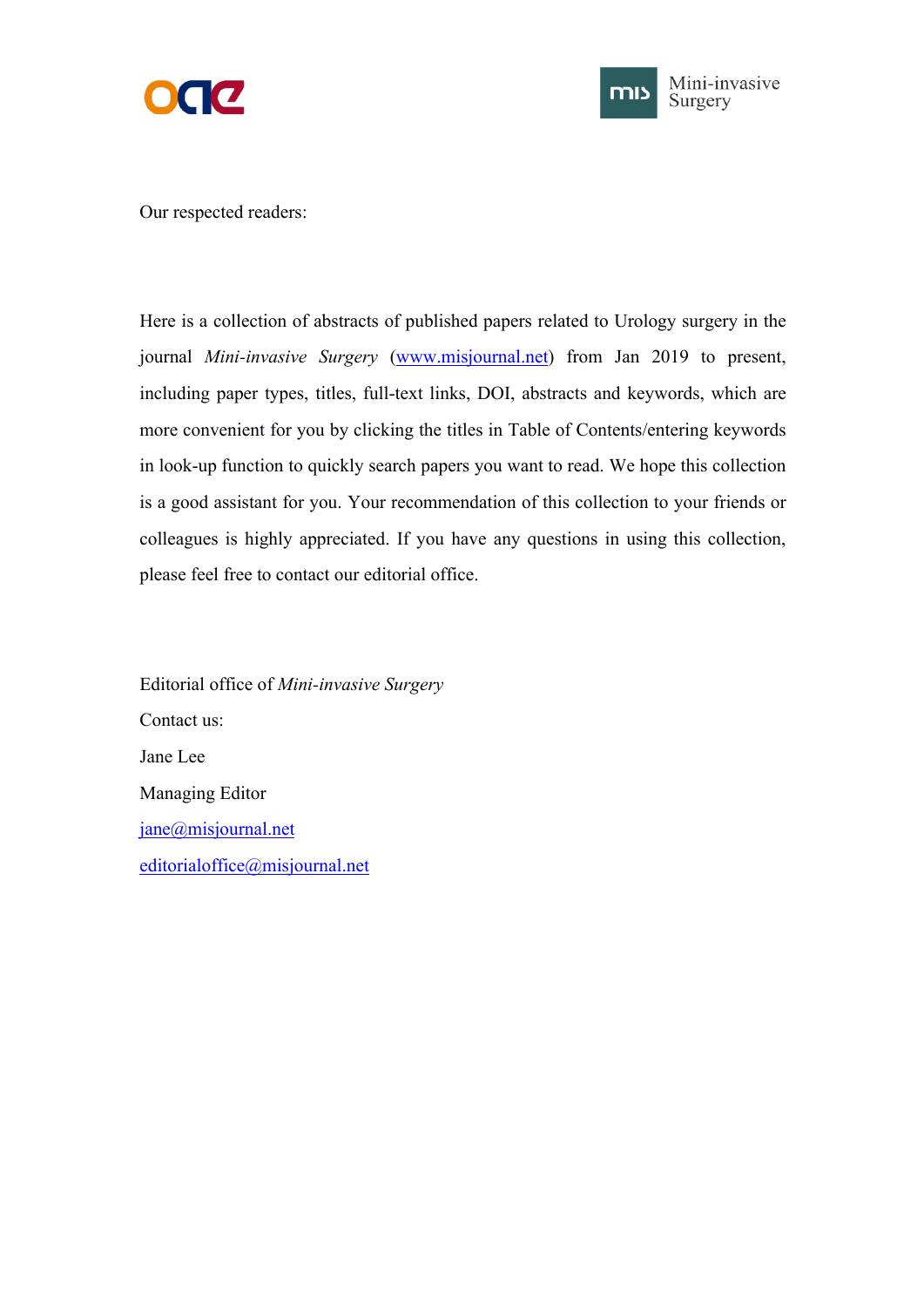Our respected readers:

Here is a collection of abstracts of published papers related to Urology surgery in the journal *Mini-invasive Surgery* (www.misjournal.net) from Jan 2019 to present, including paper types, titles, full-text links, DOI, abstracts and keywords, which are more convenient for you by clicking the titles in Table of Contents/entering keywords in look-up function to quickly search papers you want to read. We hope this collection is a good assistant for you. Your recommendation of this collection to your friends or colleagues is highly appreciated. If you have any questions in using this collection, please feel free to contact our editorial office.

Editorial office of *Mini-invasive Surgery*

Contact us:

Jane Lee

Managing Editor

jane@misjournal.net

editorialoffice@misjournal.net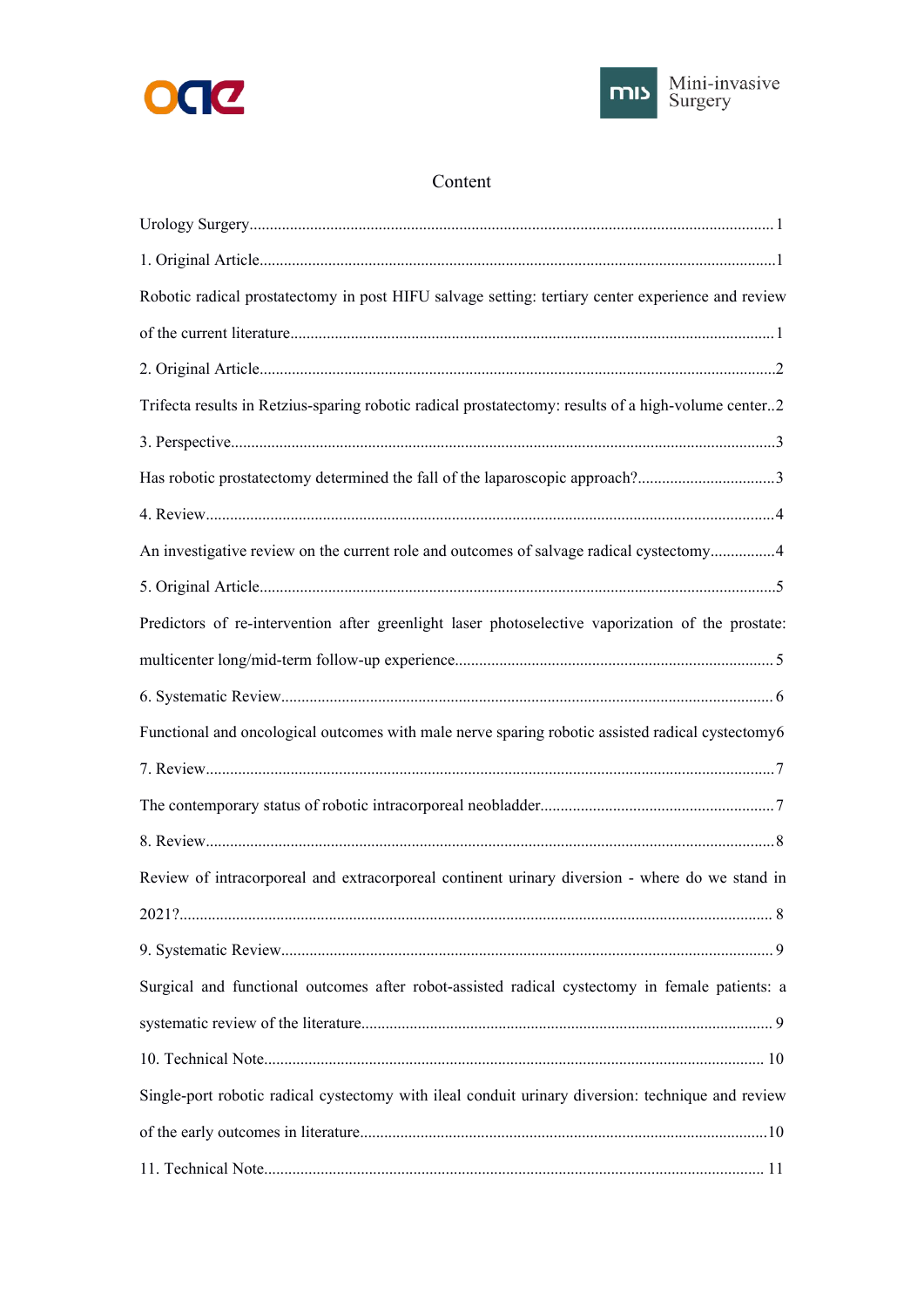# Content

Urology Surgery....................................................................................................................... 1

1. Original Article.......................................................................................................................1

Robotic radical prostatectomy in post HIFU salvage setting: tertiary center experience and review of the current literature....................................................................................................... 1

2. Original Article.......................................................................................................................2

Trifecta results in Retzius-sparing robotic radical prostatectomy: results of a high-volume center..2

3. Perspective.............................................................................................................................3

Has robotic prostatectomy determined the fall of the laparoscopic approach?..................................3

4. Review....................................................................................................................................4

An investigative review on the current role and outcomes of salvage radical cystectomy................4

5. Original Article.......................................................................................................................5

Predictors of re-intervention after greenlight laser photoselective vaporization of the prostate: multicenter long/mid-term follow-up experience.............................................................................. 5

6. Systematic Review................................................................................................................. 6

Functional and oncological outcomes with male nerve sparing robotic assisted radical cystectomy6

7. Review....................................................................................................................................7

The contemporary status of robotic intracorporeal neobladder.........................................................7

8. Review....................................................................................................................................8

Review of intracorporeal and extracorporeal continent urinary diversion - where do we stand in 2021?................................................................................................................................... 8

9. Systematic Review................................................................................................................. 9

Surgical and functional outcomes after robot-assisted radical cystectomy in female patients: a systematic review of the literature..................................................................................................... 9

10. Technical Note.................................................................................................................... 10

Single-port robotic radical cystectomy with ileal conduit urinary diversion: technique and review of the early outcomes in literature....................................................................................................10

11. Technical Note.................................................................................................................... 11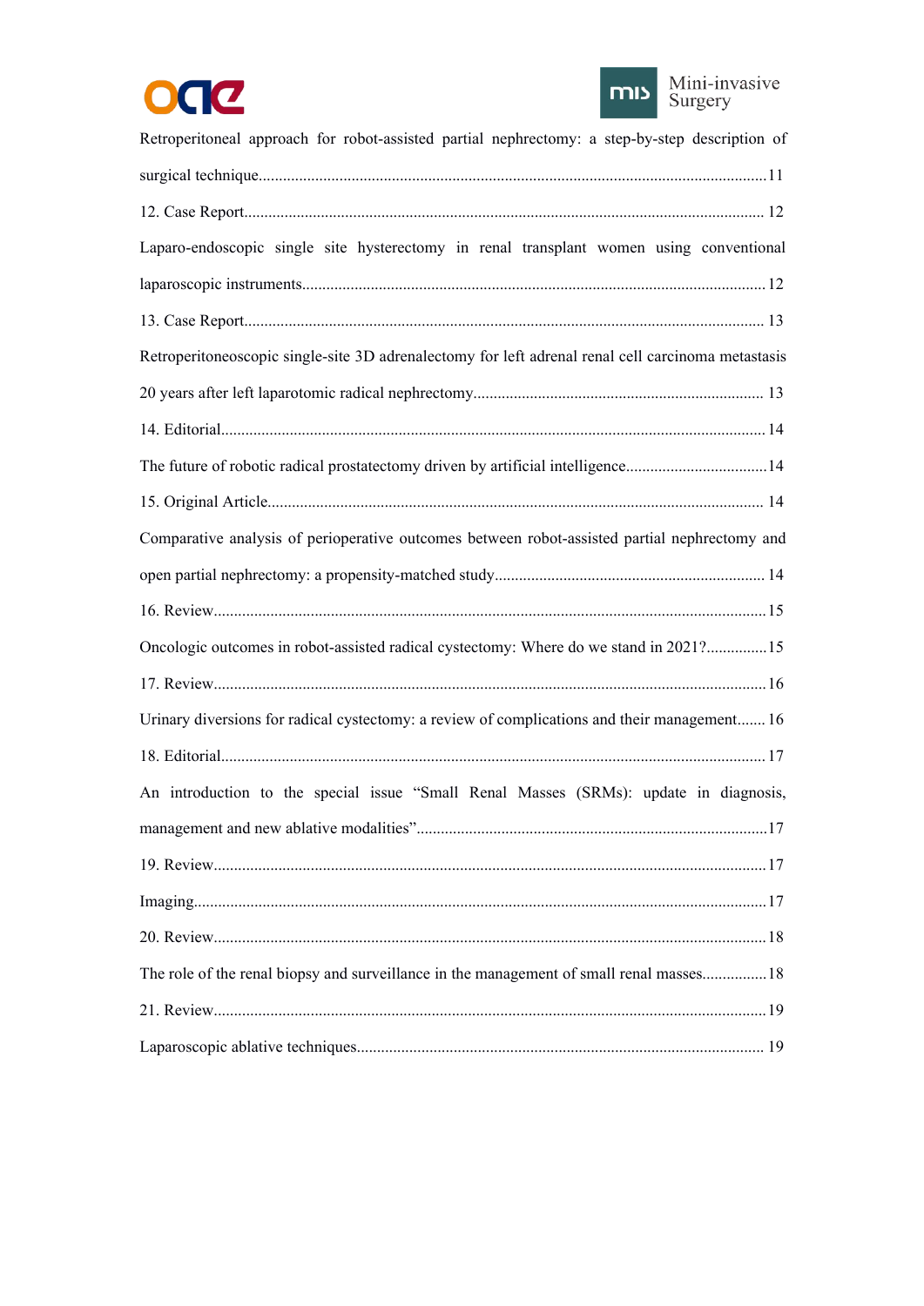Retroperitoneal approach for robot-assisted partial nephrectomy: a step-by-step description of surgical technique............................................................................................................................11

12. Case Report................................................................................................................................ 12

Laparo-endoscopic single site hysterectomy in renal transplant women using conventional laparoscopic instruments..................................................................................................................12

13. Case Report................................................................................................................................ 13

Retroperitoneoscopic single-site 3D adrenalectomy for left adrenal renal cell carcinoma metastasis 20 years after left laparotomic radical nephrectomy....................................................................... 13

14. Editorial......................................................................................................................................14

The future of robotic radical prostatectomy driven by artificial intelligence...................................14

15. Original Article......................................................................................................................... 14

Comparative analysis of perioperative outcomes between robot-assisted partial nephrectomy and open partial nephrectomy: a propensity-matched study.................................................................. 14

16. Review.......................................................................................................................................15

Oncologic outcomes in robot-assisted radical cystectomy: Where do we stand in 2021?...............15

17. Review.......................................................................................................................................16

Urinary diversions for radical cystectomy: a review of complications and their management....... 16

18. Editorial.....................................................................................................................................17

An introduction to the special issue “Small Renal Masses (SRMs): update in diagnosis, management and new ablative modalities”......................................................................................17

19. Review.......................................................................................................................................17

Imaging............................................................................................................................................17

20. Review.......................................................................................................................................18

The role of the renal biopsy and surveillance in the management of small renal masses................18

21. Review.......................................................................................................................................19

Laparoscopic ablative techniques.................................................................................................... 19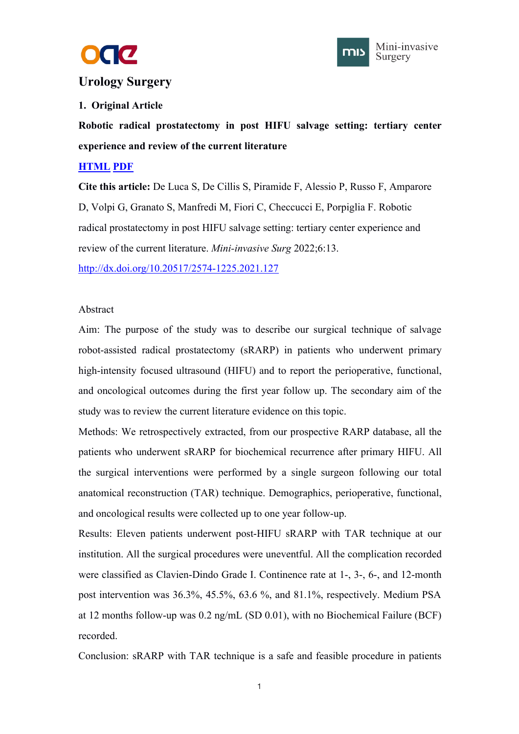# Urology Surgery

## 1. Original Article

**Robotic radical prostatectomy in post HIFU salvage setting: tertiary center experience and review of the current literature**

[HTML](#) [PDF](#)

**Cite this article:** De Luca S, De Cillis S, Piramide F, Alessio P, Russo F, Amparore D, Volpi G, Granato S, Manfredi M, Fiori C, Checcucci E, Porpiglia F. Robotic radical prostatectomy in post HIFU salvage setting: tertiary center experience and review of the current literature. *Mini-invasive Surg* 2022;6:13.

http://dx.doi.org/10.20517/2574-1225.2021.127

Abstract

Aim: The purpose of the study was to describe our surgical technique of salvage robot-assisted radical prostatectomy (sRARP) in patients who underwent primary high-intensity focused ultrasound (HIFU) and to report the perioperative, functional, and oncological outcomes during the first year follow up. The secondary aim of the study was to review the current literature evidence on this topic.

Methods: We retrospectively extracted, from our prospective RARP database, all the patients who underwent sRARP for biochemical recurrence after primary HIFU. All the surgical interventions were performed by a single surgeon following our total anatomical reconstruction (TAR) technique. Demographics, perioperative, functional, and oncological results were collected up to one year follow-up.

Results: Eleven patients underwent post-HIFU sRARP with TAR technique at our institution. All the surgical procedures were uneventful. All the complication recorded were classified as Clavien-Dindo Grade I. Continence rate at 1-, 3-, 6-, and 12-month post intervention was 36.3%, 45.5%, 63.6 %, and 81.1%, respectively. Medium PSA at 12 months follow-up was 0.2 ng/mL (SD 0.01), with no Biochemical Failure (BCF) recorded.

Conclusion: sRARP with TAR technique is a safe and feasible procedure in patients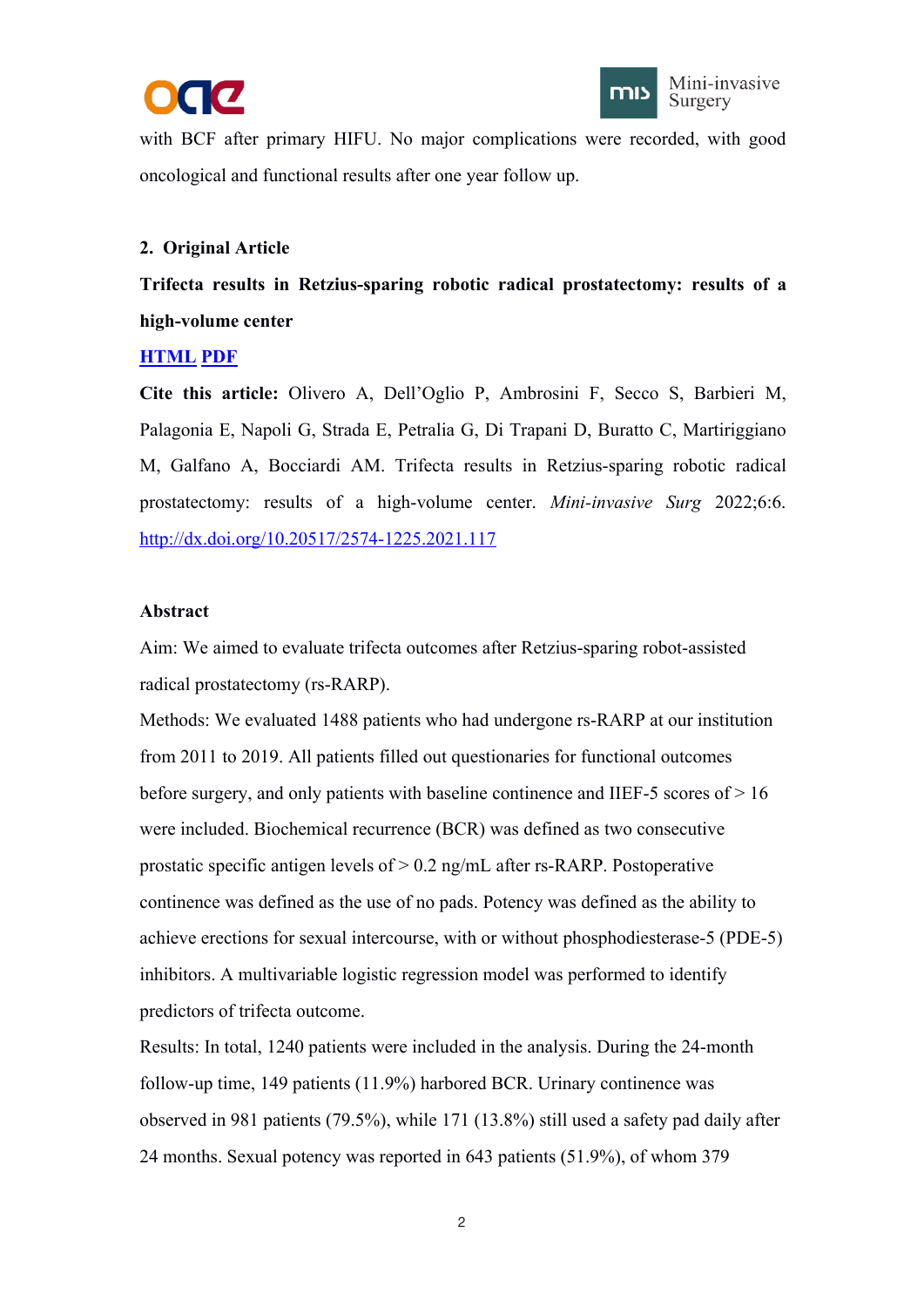with BCF after primary HIFU. No major complications were recorded, with good oncological and functional results after one year follow up.

## 2. Original Article

**Trifecta results in Retzius-sparing robotic radical prostatectomy: results of a high-volume center**

[HTML](#) [PDF](#)

**Cite this article:** Olivero A, Dell'Oglio P, Ambrosini F, Secco S, Barbieri M, Palagonia E, Napoli G, Strada E, Petralia G, Di Trapani D, Buratto C, Martiriggiano M, Galfano A, Bocciardi AM. Trifecta results in Retzius-sparing robotic radical prostatectomy: results of a high-volume center. *Mini-invasive Surg* 2022;6:6. http://dx.doi.org/10.20517/2574-1225.2021.117

### Abstract

Aim: We aimed to evaluate trifecta outcomes after Retzius-sparing robot-assisted radical prostatectomy (rs-RARP).

Methods: We evaluated 1488 patients who had undergone rs-RARP at our institution from 2011 to 2019. All patients filled out questionaries for functional outcomes before surgery, and only patients with baseline continence and IIEF-5 scores of > 16 were included. Biochemical recurrence (BCR) was defined as two consecutive prostatic specific antigen levels of > 0.2 ng/mL after rs-RARP. Postoperative continence was defined as the use of no pads. Potency was defined as the ability to achieve erections for sexual intercourse, with or without phosphodiesterase-5 (PDE-5) inhibitors. A multivariable logistic regression model was performed to identify predictors of trifecta outcome.

Results: In total, 1240 patients were included in the analysis. During the 24-month follow-up time, 149 patients (11.9%) harbored BCR. Urinary continence was observed in 981 patients (79.5%), while 171 (13.8%) still used a safety pad daily after 24 months. Sexual potency was reported in 643 patients (51.9%), of whom 379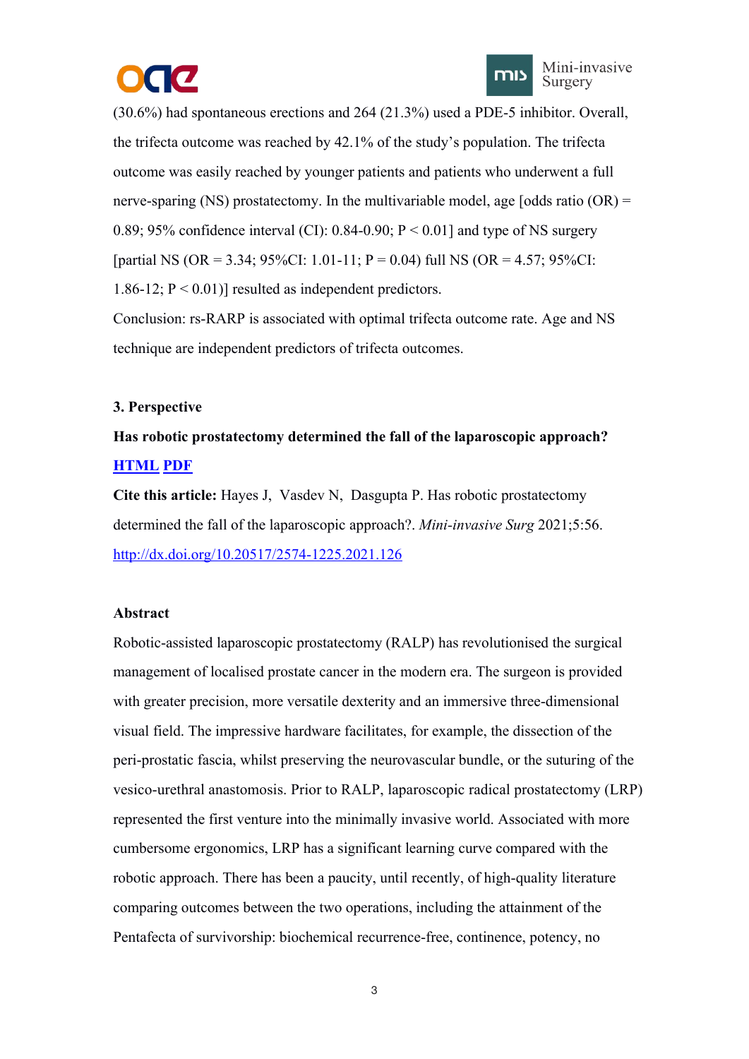(30.6%) had spontaneous erections and 264 (21.3%) used a PDE-5 inhibitor. Overall, the trifecta outcome was reached by 42.1% of the study's population. The trifecta outcome was easily reached by younger patients and patients who underwent a full nerve-sparing (NS) prostatectomy. In the multivariable model, age [odds ratio (OR) = 0.89; 95% confidence interval (CI): 0.84-0.90; P < 0.01] and type of NS surgery [partial NS (OR = 3.34; 95%CI: 1.01-11; P = 0.04) full NS (OR = 4.57; 95%CI: 1.86-12; P < 0.01)] resulted as independent predictors.

Conclusion: rs-RARP is associated with optimal trifecta outcome rate. Age and NS technique are independent predictors of trifecta outcomes.

### 3. Perspective

**Has robotic prostatectomy determined the fall of the laparoscopic approach?**

**HTML PDF**

**Cite this article:** Hayes J, Vasdev N, Dasgupta P. Has robotic prostatectomy determined the fall of the laparoscopic approach?. *Mini-invasive Surg* 2021;5:56. http://dx.doi.org/10.20517/2574-1225.2021.126

**Abstract**

Robotic-assisted laparoscopic prostatectomy (RALP) has revolutionised the surgical management of localised prostate cancer in the modern era. The surgeon is provided with greater precision, more versatile dexterity and an immersive three-dimensional visual field. The impressive hardware facilitates, for example, the dissection of the peri-prostatic fascia, whilst preserving the neurovascular bundle, or the suturing of the vesico-urethral anastomosis. Prior to RALP, laparoscopic radical prostatectomy (LRP) represented the first venture into the minimally invasive world. Associated with more cumbersome ergonomics, LRP has a significant learning curve compared with the robotic approach. There has been a paucity, until recently, of high-quality literature comparing outcomes between the two operations, including the attainment of the Pentafecta of survivorship: biochemical recurrence-free, continence, potency, no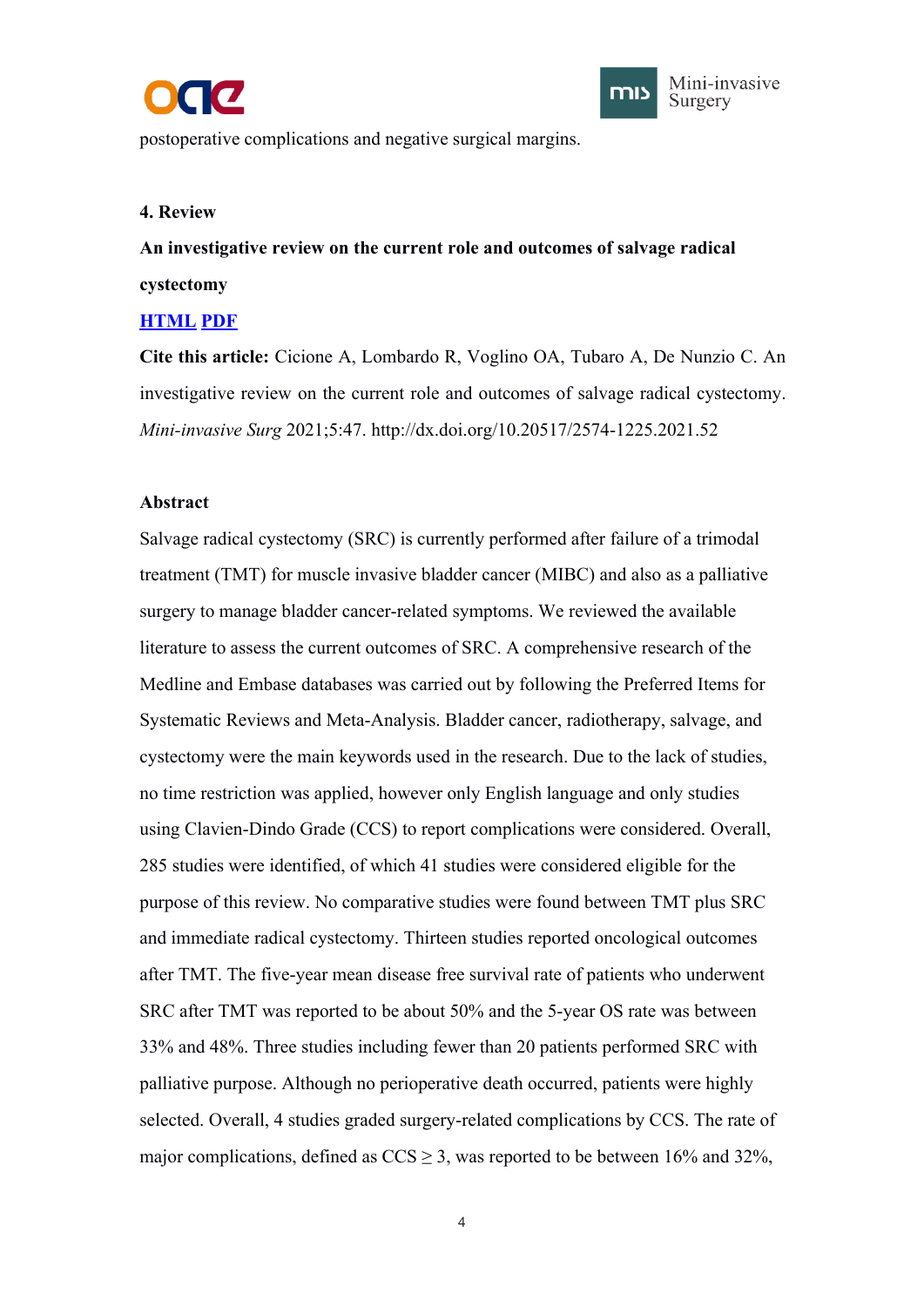postoperative complications and negative surgical margins.

## 4. Review

**An investigative review on the current role and outcomes of salvage radical cystectomy**

[HTML](#) [PDF](#)

**Cite this article:** Cicione A, Lombardo R, Voglino OA, Tubaro A, De Nunzio C. An investigative review on the current role and outcomes of salvage radical cystectomy. *Mini-invasive Surg* 2021;5:47. http://dx.doi.org/10.20517/2574-1225.2021.52

**Abstract**

Salvage radical cystectomy (SRC) is currently performed after failure of a trimodal treatment (TMT) for muscle invasive bladder cancer (MIBC) and also as a palliative surgery to manage bladder cancer-related symptoms. We reviewed the available literature to assess the current outcomes of SRC. A comprehensive research of the Medline and Embase databases was carried out by following the Preferred Items for Systematic Reviews and Meta-Analysis. Bladder cancer, radiotherapy, salvage, and cystectomy were the main keywords used in the research. Due to the lack of studies, no time restriction was applied, however only English language and only studies using Clavien-Dindo Grade (CCS) to report complications were considered. Overall, 285 studies were identified, of which 41 studies were considered eligible for the purpose of this review. No comparative studies were found between TMT plus SRC and immediate radical cystectomy. Thirteen studies reported oncological outcomes after TMT. The five-year mean disease free survival rate of patients who underwent SRC after TMT was reported to be about 50% and the 5-year OS rate was between 33% and 48%. Three studies including fewer than 20 patients performed SRC with palliative purpose. Although no perioperative death occurred, patients were highly selected. Overall, 4 studies graded surgery-related complications by CCS. The rate of major complications, defined as CCS ≥ 3, was reported to be between 16% and 32%,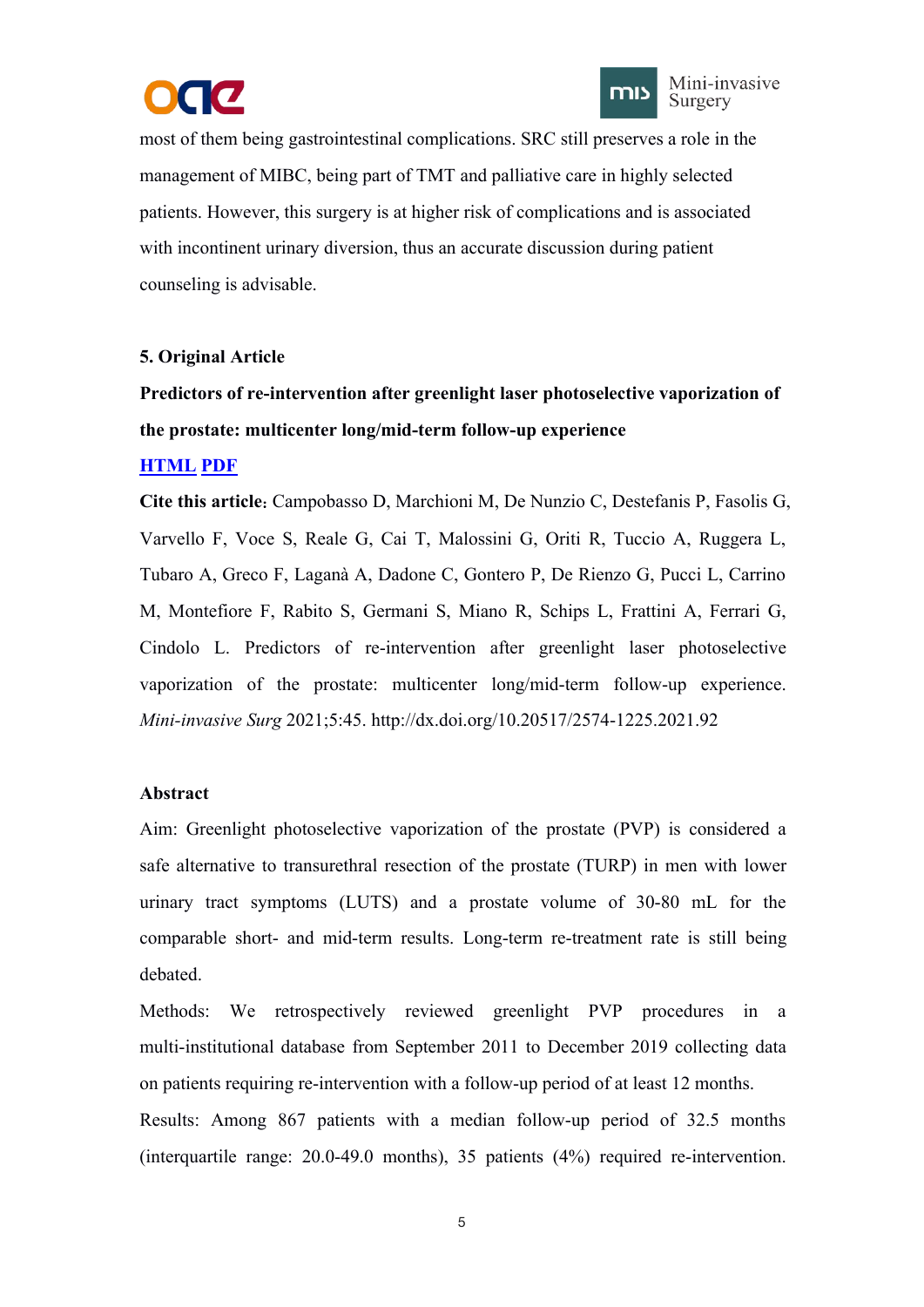most of them being gastrointestinal complications. SRC still preserves a role in the management of MIBC, being part of TMT and palliative care in highly selected patients. However, this surgery is at higher risk of complications and is associated with incontinent urinary diversion, thus an accurate discussion during patient counseling is advisable.

**5. Original Article**

**Predictors of re-intervention after greenlight laser photoselective vaporization of the prostate: multicenter long/mid-term follow-up experience**

[HTML](#) [PDF](#)

**Cite this article:** Campobasso D, Marchioni M, De Nunzio C, Destefanis P, Fasolis G, Varvello F, Voce S, Reale G, Cai T, Malossini G, Oriti R, Tuccio A, Ruggera L, Tubaro A, Greco F, Laganà A, Dadone C, Gontero P, De Rienzo G, Pucci L, Carrino M, Montefiore F, Rabito S, Germani S, Miano R, Schips L, Frattini A, Ferrari G, Cindolo L. Predictors of re-intervention after greenlight laser photoselective vaporization of the prostate: multicenter long/mid-term follow-up experience. *Mini-invasive Surg* 2021;5:45. http://dx.doi.org/10.20517/2574-1225.2021.92

**Abstract**

Aim: Greenlight photoselective vaporization of the prostate (PVP) is considered a safe alternative to transurethral resection of the prostate (TURP) in men with lower urinary tract symptoms (LUTS) and a prostate volume of 30-80 mL for the comparable short- and mid-term results. Long-term re-treatment rate is still being debated.

Methods: We retrospectively reviewed greenlight PVP procedures in a multi-institutional database from September 2011 to December 2019 collecting data on patients requiring re-intervention with a follow-up period of at least 12 months.

Results: Among 867 patients with a median follow-up period of 32.5 months (interquartile range: 20.0-49.0 months), 35 patients (4%) required re-intervention.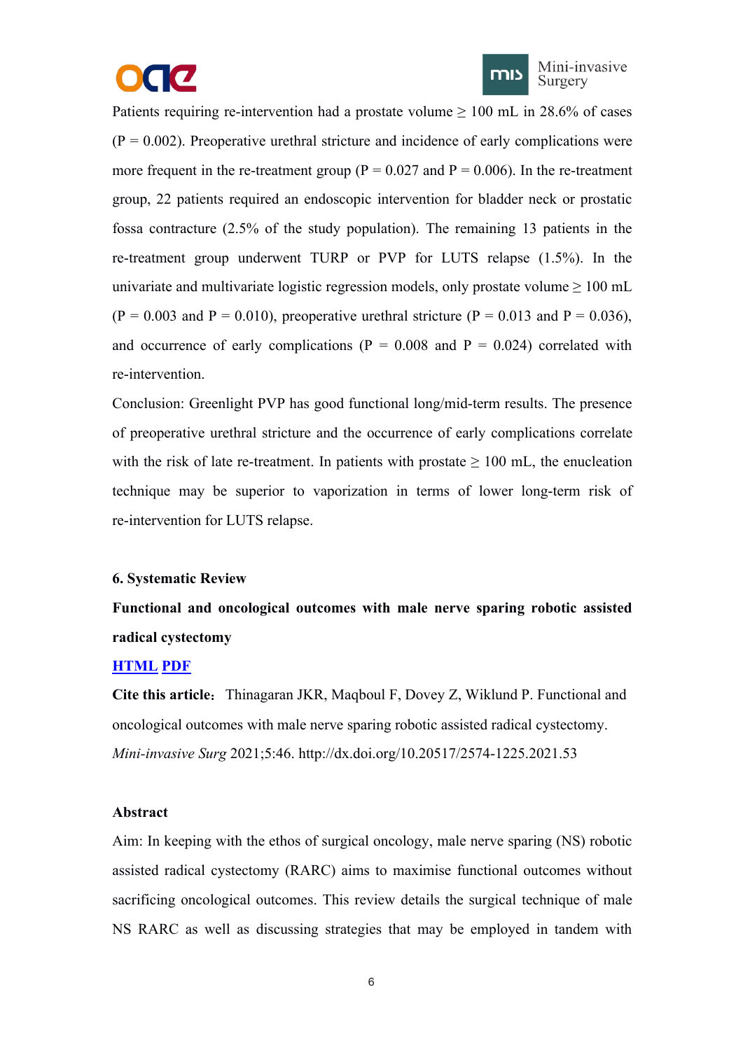Patients requiring re-intervention had a prostate volume ≥ 100 mL in 28.6% of cases (P = 0.002). Preoperative urethral stricture and incidence of early complications were more frequent in the re-treatment group (P = 0.027 and P = 0.006). In the re-treatment group, 22 patients required an endoscopic intervention for bladder neck or prostatic fossa contracture (2.5% of the study population). The remaining 13 patients in the re-treatment group underwent TURP or PVP for LUTS relapse (1.5%). In the univariate and multivariate logistic regression models, only prostate volume ≥ 100 mL (P = 0.003 and P = 0.010), preoperative urethral stricture (P = 0.013 and P = 0.036), and occurrence of early complications (P = 0.008 and P = 0.024) correlated with re-intervention.

Conclusion: Greenlight PVP has good functional long/mid-term results. The presence of preoperative urethral stricture and the occurrence of early complications correlate with the risk of late re-treatment. In patients with prostate ≥ 100 mL, the enucleation technique may be superior to vaporization in terms of lower long-term risk of re-intervention for LUTS relapse.

**6. Systematic Review**

**Functional and oncological outcomes with male nerve sparing robotic assisted radical cystectomy**

**HTML PDF**

**Cite this article**: Thinagaran JKR, Maqboul F, Dovey Z, Wiklund P. Functional and oncological outcomes with male nerve sparing robotic assisted radical cystectomy. *Mini-invasive Surg* 2021;5:46. http://dx.doi.org/10.20517/2574-1225.2021.53

**Abstract**

Aim: In keeping with the ethos of surgical oncology, male nerve sparing (NS) robotic assisted radical cystectomy (RARC) aims to maximise functional outcomes without sacrificing oncological outcomes. This review details the surgical technique of male NS RARC as well as discussing strategies that may be employed in tandem with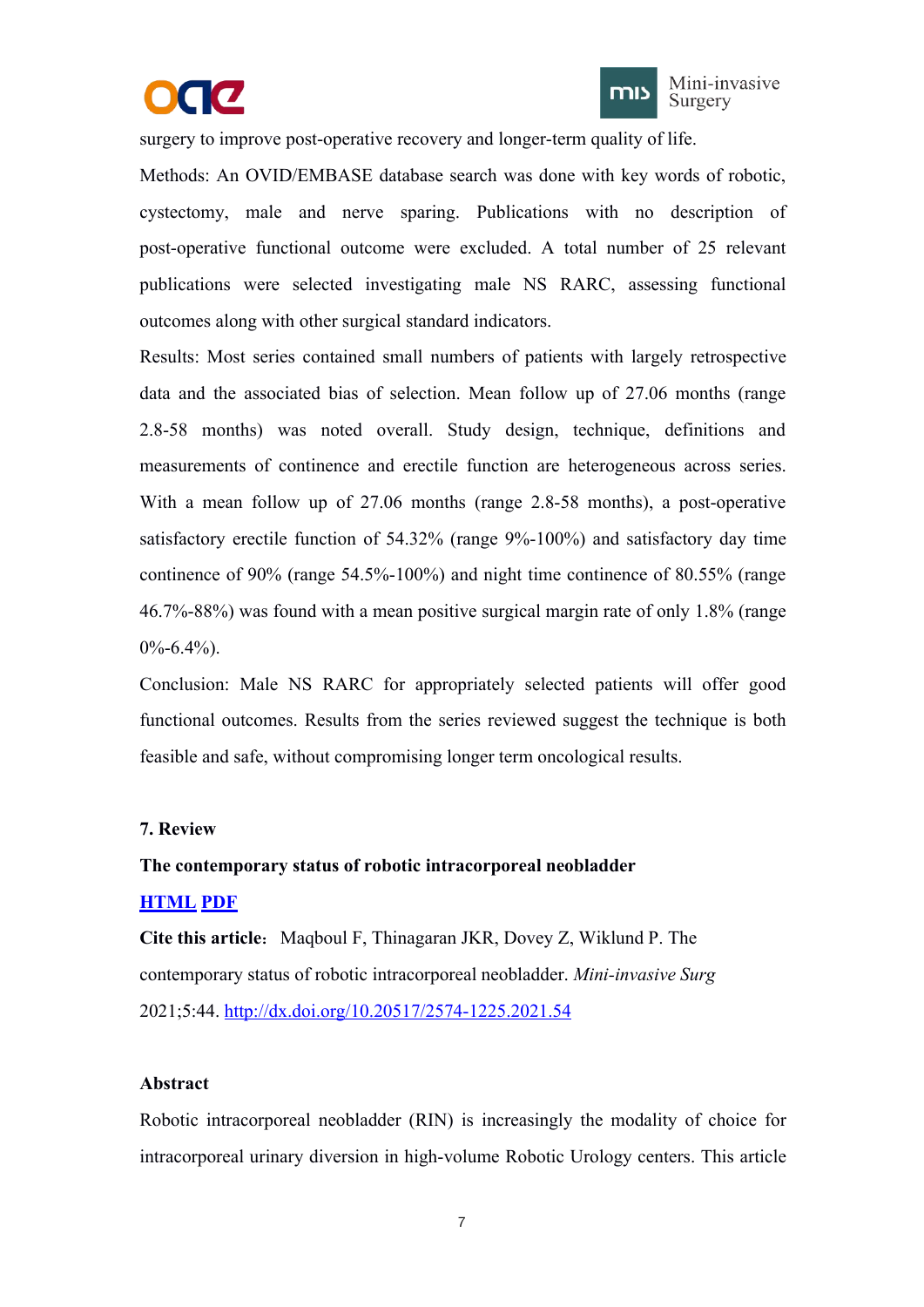surgery to improve post-operative recovery and longer-term quality of life.

Methods: An OVID/EMBASE database search was done with key words of robotic, cystectomy, male and nerve sparing. Publications with no description of post-operative functional outcome were excluded. A total number of 25 relevant publications were selected investigating male NS RARC, assessing functional outcomes along with other surgical standard indicators.

Results: Most series contained small numbers of patients with largely retrospective data and the associated bias of selection. Mean follow up of 27.06 months (range 2.8-58 months) was noted overall. Study design, technique, definitions and measurements of continence and erectile function are heterogeneous across series. With a mean follow up of 27.06 months (range 2.8-58 months), a post-operative satisfactory erectile function of 54.32% (range 9%-100%) and satisfactory day time continence of 90% (range 54.5%-100%) and night time continence of 80.55% (range 46.7%-88%) was found with a mean positive surgical margin rate of only 1.8% (range 0%-6.4%).

Conclusion: Male NS RARC for appropriately selected patients will offer good functional outcomes. Results from the series reviewed suggest the technique is both feasible and safe, without compromising longer term oncological results.

**7. Review**

**The contemporary status of robotic intracorporeal neobladder**

**HTML PDF**

**Cite this article**：Maqboul F, Thinagaran JKR, Dovey Z, Wiklund P. The contemporary status of robotic intracorporeal neobladder. *Mini-invasive Surg* 2021;5:44. http://dx.doi.org/10.20517/2574-1225.2021.54

**Abstract**

Robotic intracorporeal neobladder (RIN) is increasingly the modality of choice for intracorporeal urinary diversion in high-volume Robotic Urology centers. This article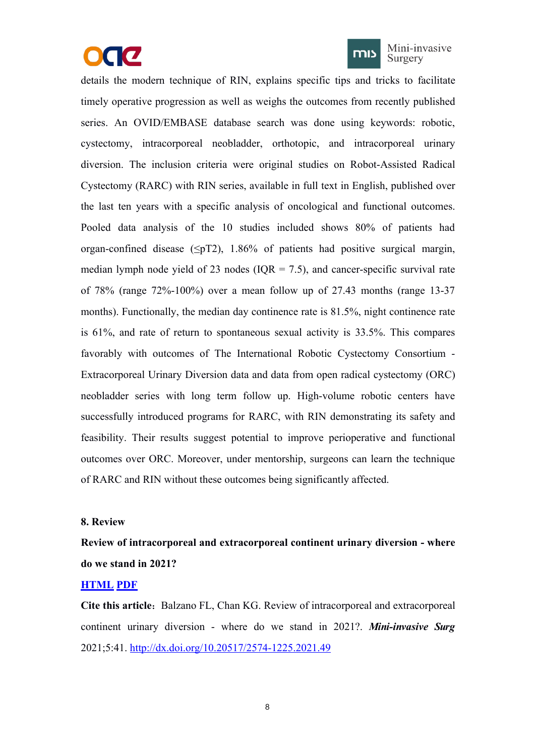details the modern technique of RIN, explains specific tips and tricks to facilitate timely operative progression as well as weighs the outcomes from recently published series. An OVID/EMBASE database search was done using keywords: robotic, cystectomy, intracorporeal neobladder, orthotopic, and intracorporeal urinary diversion. The inclusion criteria were original studies on Robot-Assisted Radical Cystectomy (RARC) with RIN series, available in full text in English, published over the last ten years with a specific analysis of oncological and functional outcomes. Pooled data analysis of the 10 studies included shows 80% of patients had organ-confined disease (≤pT2), 1.86% of patients had positive surgical margin, median lymph node yield of 23 nodes (IQR = 7.5), and cancer-specific survival rate of 78% (range 72%-100%) over a mean follow up of 27.43 months (range 13-37 months). Functionally, the median day continence rate is 81.5%, night continence rate is 61%, and rate of return to spontaneous sexual activity is 33.5%. This compares favorably with outcomes of The International Robotic Cystectomy Consortium - Extracorporeal Urinary Diversion data and data from open radical cystectomy (ORC) neobladder series with long term follow up. High-volume robotic centers have successfully introduced programs for RARC, with RIN demonstrating its safety and feasibility. Their results suggest potential to improve perioperative and functional outcomes over ORC. Moreover, under mentorship, surgeons can learn the technique of RARC and RIN without these outcomes being significantly affected.

**8. Review**

**Review of intracorporeal and extracorporeal continent urinary diversion - where do we stand in 2021?**

**HTML PDF**

**Cite this article**：Balzano FL, Chan KG. Review of intracorporeal and extracorporeal continent urinary diversion - where do we stand in 2021?. ***Mini-invasive Surg*** 2021;5:41. http://dx.doi.org/10.20517/2574-1225.2021.49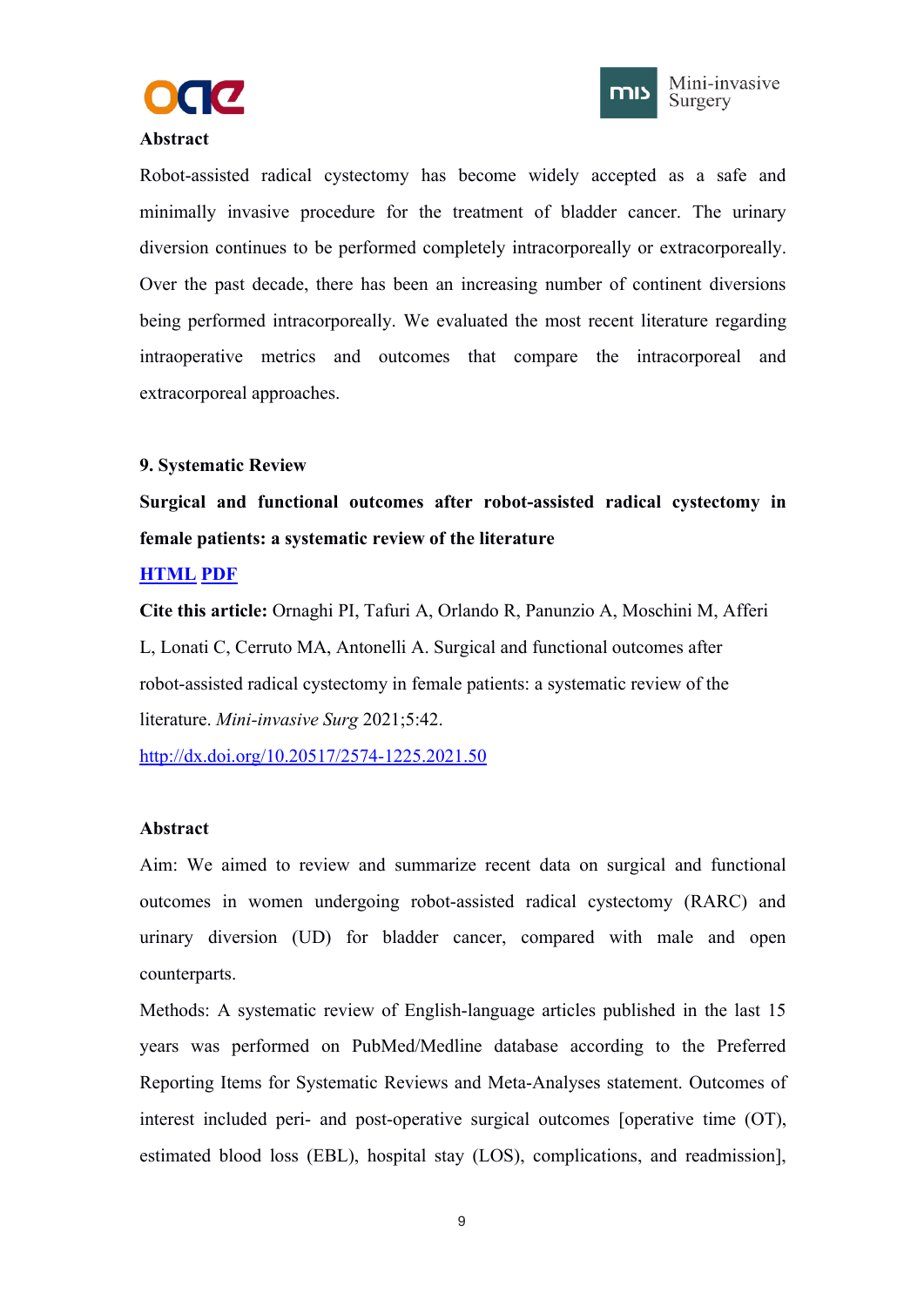**Abstract**

Robot-assisted radical cystectomy has become widely accepted as a safe and minimally invasive procedure for the treatment of bladder cancer. The urinary diversion continues to be performed completely intracorporeally or extracorporeally. Over the past decade, there has been an increasing number of continent diversions being performed intracorporeally. We evaluated the most recent literature regarding intraoperative metrics and outcomes that compare the intracorporeal and extracorporeal approaches.

**9. Systematic Review**

**Surgical and functional outcomes after robot-assisted radical cystectomy in female patients: a systematic review of the literature**

**HTML PDF**

**Cite this article:** Ornaghi PI, Tafuri A, Orlando R, Panunzio A, Moschini M, Afferi L, Lonati C, Cerruto MA, Antonelli A. Surgical and functional outcomes after robot-assisted radical cystectomy in female patients: a systematic review of the literature. *Mini-invasive Surg* 2021;5:42.

http://dx.doi.org/10.20517/2574-1225.2021.50

**Abstract**

Aim: We aimed to review and summarize recent data on surgical and functional outcomes in women undergoing robot-assisted radical cystectomy (RARC) and urinary diversion (UD) for bladder cancer, compared with male and open counterparts.

Methods: A systematic review of English-language articles published in the last 15 years was performed on PubMed/Medline database according to the Preferred Reporting Items for Systematic Reviews and Meta-Analyses statement. Outcomes of interest included peri- and post-operative surgical outcomes [operative time (OT), estimated blood loss (EBL), hospital stay (LOS), complications, and readmission],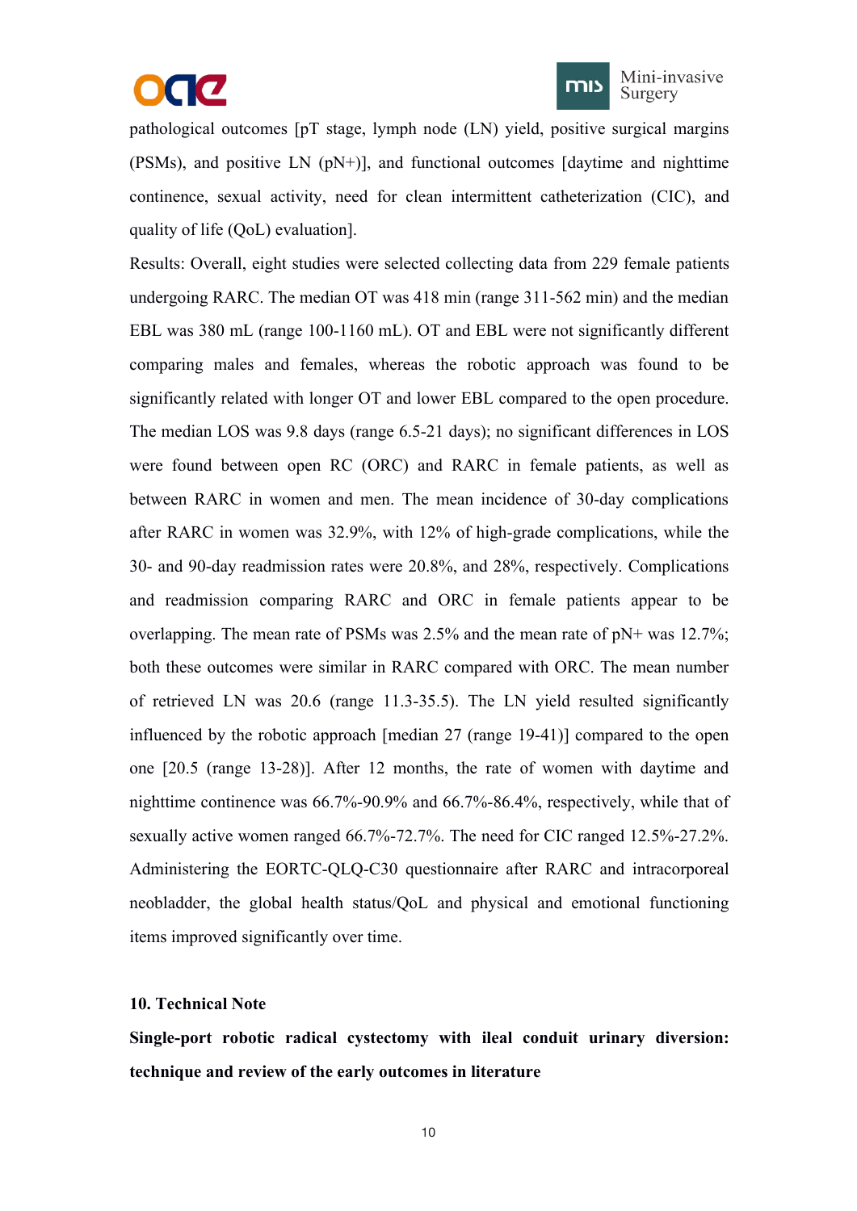pathological outcomes [pT stage, lymph node (LN) yield, positive surgical margins (PSMs), and positive LN (pN+)], and functional outcomes [daytime and nighttime continence, sexual activity, need for clean intermittent catheterization (CIC), and quality of life (QoL) evaluation].

Results: Overall, eight studies were selected collecting data from 229 female patients undergoing RARC. The median OT was 418 min (range 311-562 min) and the median EBL was 380 mL (range 100-1160 mL). OT and EBL were not significantly different comparing males and females, whereas the robotic approach was found to be significantly related with longer OT and lower EBL compared to the open procedure. The median LOS was 9.8 days (range 6.5-21 days); no significant differences in LOS were found between open RC (ORC) and RARC in female patients, as well as between RARC in women and men. The mean incidence of 30-day complications after RARC in women was 32.9%, with 12% of high-grade complications, while the 30- and 90-day readmission rates were 20.8%, and 28%, respectively. Complications and readmission comparing RARC and ORC in female patients appear to be overlapping. The mean rate of PSMs was 2.5% and the mean rate of pN+ was 12.7%; both these outcomes were similar in RARC compared with ORC. The mean number of retrieved LN was 20.6 (range 11.3-35.5). The LN yield resulted significantly influenced by the robotic approach [median 27 (range 19-41)] compared to the open one [20.5 (range 13-28)]. After 12 months, the rate of women with daytime and nighttime continence was 66.7%-90.9% and 66.7%-86.4%, respectively, while that of sexually active women ranged 66.7%-72.7%. The need for CIC ranged 12.5%-27.2%. Administering the EORTC-QLQ-C30 questionnaire after RARC and intracorporeal neobladder, the global health status/QoL and physical and emotional functioning items improved significantly over time.

## 10. Technical Note

**Single-port robotic radical cystectomy with ileal conduit urinary diversion: technique and review of the early outcomes in literature**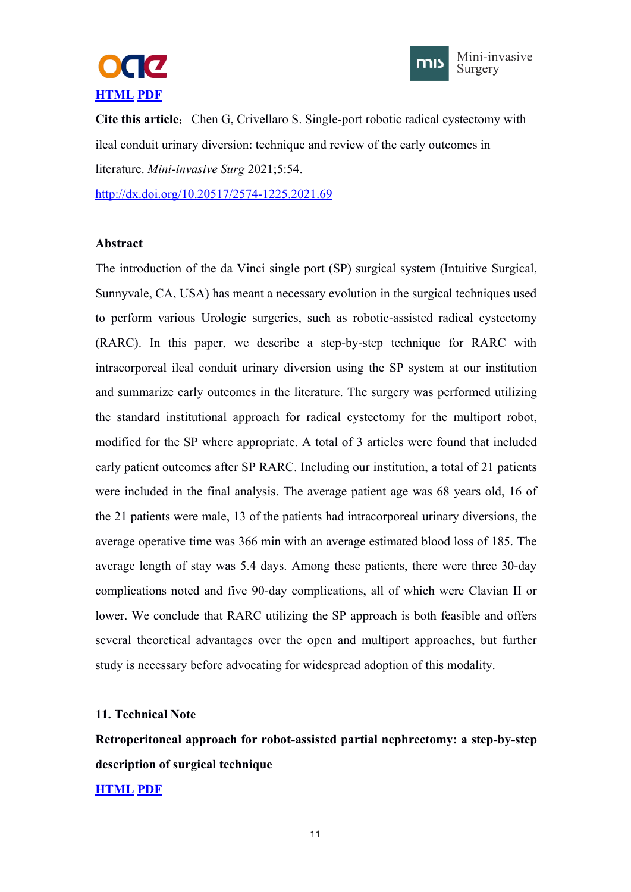[HTML](#) [PDF](#)

**Cite this article**：Chen G, Crivellaro S. Single-port robotic radical cystectomy with ileal conduit urinary diversion: technique and review of the early outcomes in literature. *Mini-invasive Surg* 2021;5:54.

[http://dx.doi.org/10.20517/2574-1225.2021.69](http://dx.doi.org/10.20517/2574-1225.2021.69)

**Abstract**

The introduction of the da Vinci single port (SP) surgical system (Intuitive Surgical, Sunnyvale, CA, USA) has meant a necessary evolution in the surgical techniques used to perform various Urologic surgeries, such as robotic-assisted radical cystectomy (RARC). In this paper, we describe a step-by-step technique for RARC with intracorporeal ileal conduit urinary diversion using the SP system at our institution and summarize early outcomes in the literature. The surgery was performed utilizing the standard institutional approach for radical cystectomy for the multiport robot, modified for the SP where appropriate. A total of 3 articles were found that included early patient outcomes after SP RARC. Including our institution, a total of 21 patients were included in the final analysis. The average patient age was 68 years old, 16 of the 21 patients were male, 13 of the patients had intracorporeal urinary diversions, the average operative time was 366 min with an average estimated blood loss of 185. The average length of stay was 5.4 days. Among these patients, there were three 30-day complications noted and five 90-day complications, all of which were Clavian II or lower. We conclude that RARC utilizing the SP approach is both feasible and offers several theoretical advantages over the open and multiport approaches, but further study is necessary before advocating for widespread adoption of this modality.

**11. Technical Note**

**Retroperitoneal approach for robot-assisted partial nephrectomy: a step-by-step description of surgical technique**

[HTML](#) [PDF](#)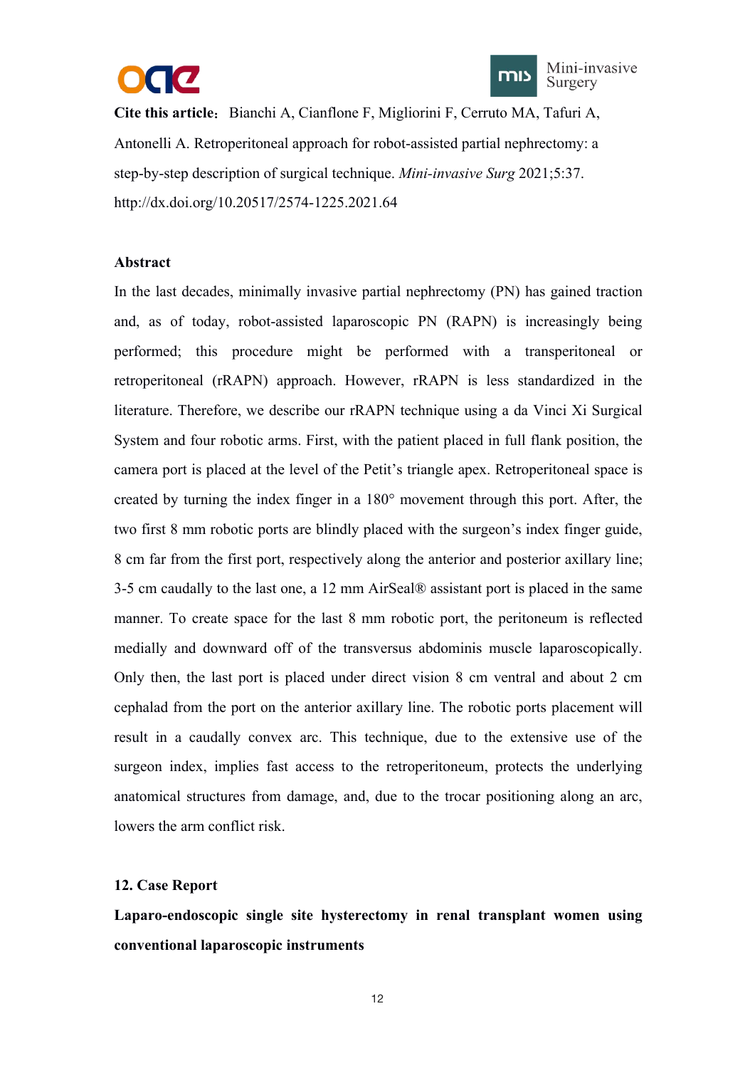**Cite this article**：Bianchi A, Cianflone F, Migliorini F, Cerruto MA, Tafuri A, Antonelli A. Retroperitoneal approach for robot-assisted partial nephrectomy: a step-by-step description of surgical technique. *Mini-invasive Surg* 2021;5:37. http://dx.doi.org/10.20517/2574-1225.2021.64

**Abstract**

In the last decades, minimally invasive partial nephrectomy (PN) has gained traction and, as of today, robot-assisted laparoscopic PN (RAPN) is increasingly being performed; this procedure might be performed with a transperitoneal or retroperitoneal (rRAPN) approach. However, rRAPN is less standardized in the literature. Therefore, we describe our rRAPN technique using a da Vinci Xi Surgical System and four robotic arms. First, with the patient placed in full flank position, the camera port is placed at the level of the Petit's triangle apex. Retroperitoneal space is created by turning the index finger in a 180° movement through this port. After, the two first 8 mm robotic ports are blindly placed with the surgeon's index finger guide, 8 cm far from the first port, respectively along the anterior and posterior axillary line; 3-5 cm caudally to the last one, a 12 mm AirSeal® assistant port is placed in the same manner. To create space for the last 8 mm robotic port, the peritoneum is reflected medially and downward off of the transversus abdominis muscle laparoscopically. Only then, the last port is placed under direct vision 8 cm ventral and about 2 cm cephalad from the port on the anterior axillary line. The robotic ports placement will result in a caudally convex arc. This technique, due to the extensive use of the surgeon index, implies fast access to the retroperitoneum, protects the underlying anatomical structures from damage, and, due to the trocar positioning along an arc, lowers the arm conflict risk.

**12. Case Report**

**Laparo-endoscopic single site hysterectomy in renal transplant women using conventional laparoscopic instruments**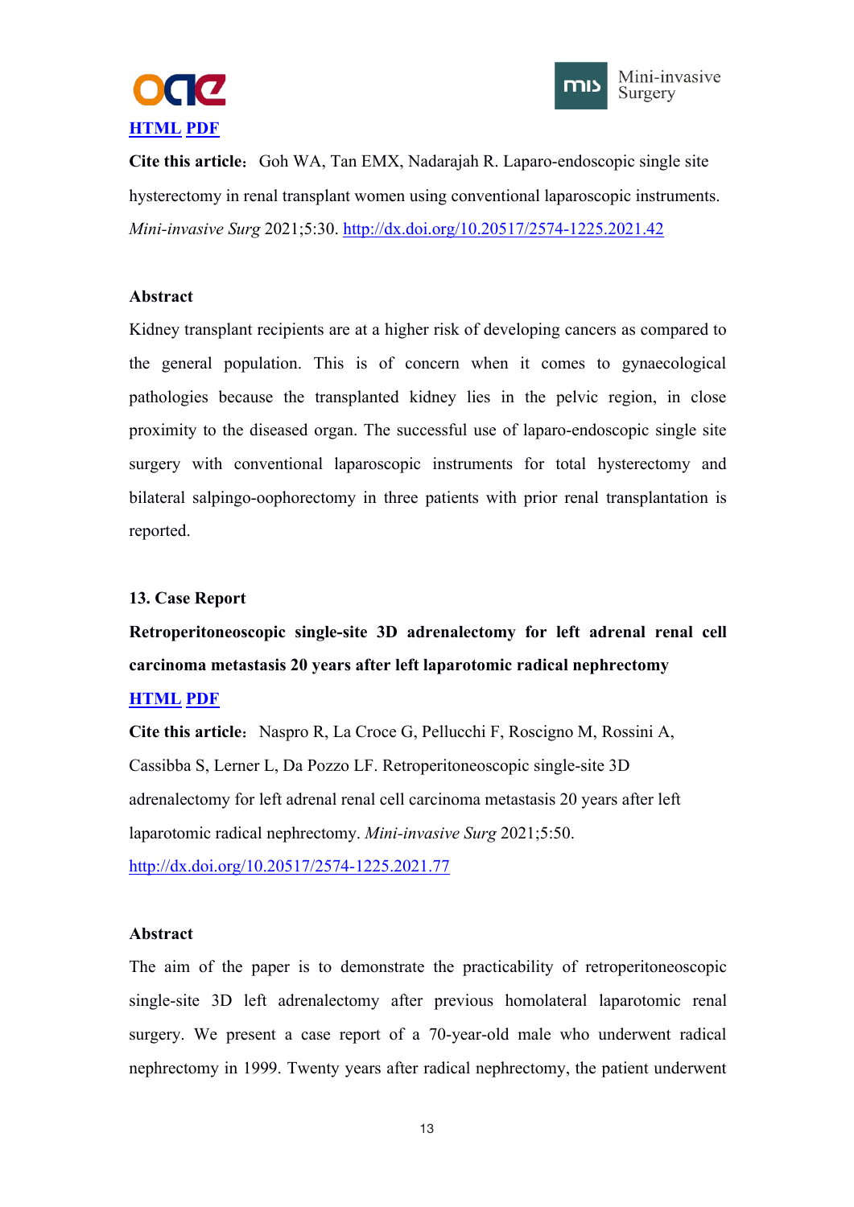[HTML](#) [PDF](#)

**Cite this article**：Goh WA, Tan EMX, Nadarajah R. Laparo-endoscopic single site hysterectomy in renal transplant women using conventional laparoscopic instruments. *Mini-invasive Surg* 2021;5:30. http://dx.doi.org/10.20517/2574-1225.2021.42

**Abstract**

Kidney transplant recipients are at a higher risk of developing cancers as compared to the general population. This is of concern when it comes to gynaecological pathologies because the transplanted kidney lies in the pelvic region, in close proximity to the diseased organ. The successful use of laparo-endoscopic single site surgery with conventional laparoscopic instruments for total hysterectomy and bilateral salpingo-oophorectomy in three patients with prior renal transplantation is reported.

**13. Case Report**

**Retroperitoneoscopic single-site 3D adrenalectomy for left adrenal renal cell carcinoma metastasis 20 years after left laparotomic radical nephrectomy**

[HTML](#) [PDF](#)

**Cite this article**：Naspro R, La Croce G, Pellucchi F, Roscigno M, Rossini A, Cassibba S, Lerner L, Da Pozzo LF. Retroperitoneoscopic single-site 3D adrenalectomy for left adrenal renal cell carcinoma metastasis 20 years after left laparotomic radical nephrectomy. *Mini-invasive Surg* 2021;5:50. http://dx.doi.org/10.20517/2574-1225.2021.77

**Abstract**

The aim of the paper is to demonstrate the practicability of retroperitoneoscopic single-site 3D left adrenalectomy after previous homolateral laparotomic renal surgery. We present a case report of a 70-year-old male who underwent radical nephrectomy in 1999. Twenty years after radical nephrectomy, the patient underwent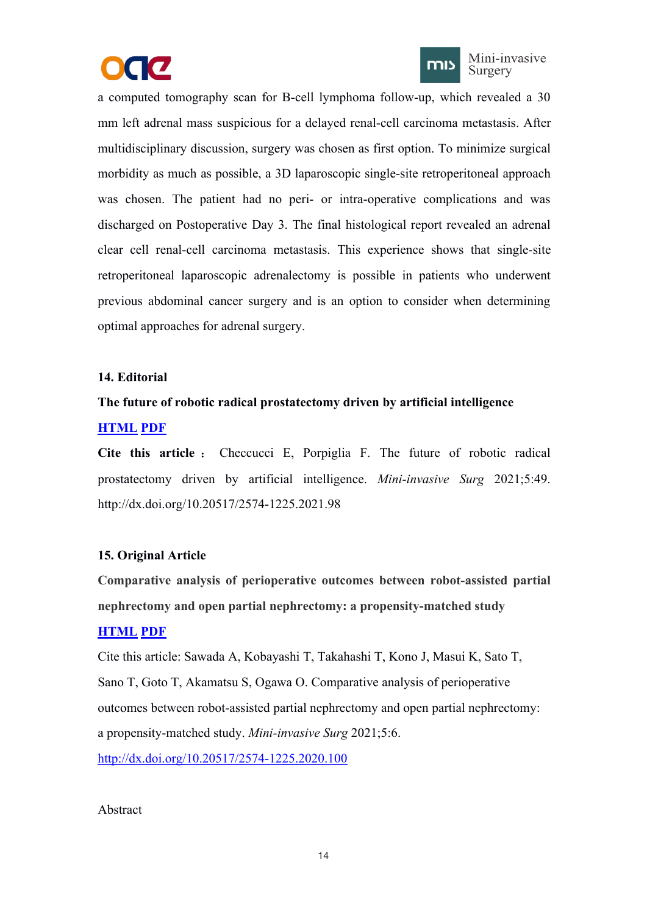a computed tomography scan for B-cell lymphoma follow-up, which revealed a 30 mm left adrenal mass suspicious for a delayed renal-cell carcinoma metastasis. After multidisciplinary discussion, surgery was chosen as first option. To minimize surgical morbidity as much as possible, a 3D laparoscopic single-site retroperitoneal approach was chosen. The patient had no peri- or intra-operative complications and was discharged on Postoperative Day 3. The final histological report revealed an adrenal clear cell renal-cell carcinoma metastasis. This experience shows that single-site retroperitoneal laparoscopic adrenalectomy is possible in patients who underwent previous abdominal cancer surgery and is an option to consider when determining optimal approaches for adrenal surgery.

**14. Editorial**

**The future of robotic radical prostatectomy driven by artificial intelligence**

**HTML** **PDF**

**Cite this article：** Checcucci E, Porpiglia F. The future of robotic radical prostatectomy driven by artificial intelligence. *Mini-invasive Surg* 2021;5:49. http://dx.doi.org/10.20517/2574-1225.2021.98

**15. Original Article**

**Comparative analysis of perioperative outcomes between robot-assisted partial nephrectomy and open partial nephrectomy: a propensity-matched study**

**HTML** **PDF**

Cite this article: Sawada A, Kobayashi T, Takahashi T, Kono J, Masui K, Sato T, Sano T, Goto T, Akamatsu S, Ogawa O. Comparative analysis of perioperative outcomes between robot-assisted partial nephrectomy and open partial nephrectomy: a propensity-matched study. *Mini-invasive Surg* 2021;5:6.

http://dx.doi.org/10.20517/2574-1225.2020.100

Abstract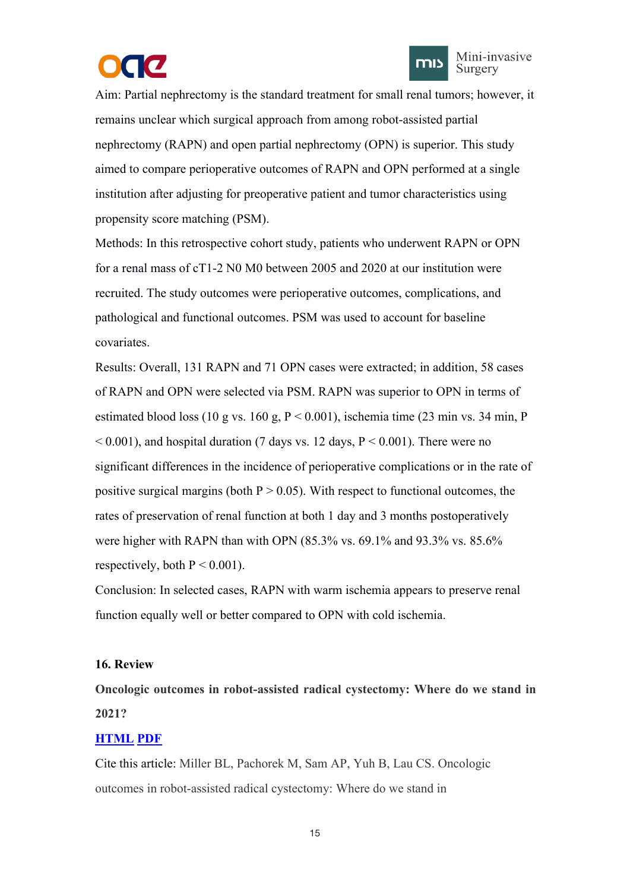Aim: Partial nephrectomy is the standard treatment for small renal tumors; however, it remains unclear which surgical approach from among robot-assisted partial nephrectomy (RAPN) and open partial nephrectomy (OPN) is superior. This study aimed to compare perioperative outcomes of RAPN and OPN performed at a single institution after adjusting for preoperative patient and tumor characteristics using propensity score matching (PSM).

Methods: In this retrospective cohort study, patients who underwent RAPN or OPN for a renal mass of cT1-2 N0 M0 between 2005 and 2020 at our institution were recruited. The study outcomes were perioperative outcomes, complications, and pathological and functional outcomes. PSM was used to account for baseline covariates.

Results: Overall, 131 RAPN and 71 OPN cases were extracted; in addition, 58 cases of RAPN and OPN were selected via PSM. RAPN was superior to OPN in terms of estimated blood loss (10 g vs. 160 g, $P < 0.001$), ischemia time (23 min vs. 34 min, $P < 0.001$), and hospital duration (7 days vs. 12 days, $P < 0.001$). There were no significant differences in the incidence of perioperative complications or in the rate of positive surgical margins (both $P > 0.05$). With respect to functional outcomes, the rates of preservation of renal function at both 1 day and 3 months postoperatively were higher with RAPN than with OPN (85.3% vs. 69.1% and 93.3% vs. 85.6% respectively, both $P < 0.001$).

Conclusion: In selected cases, RAPN with warm ischemia appears to preserve renal function equally well or better compared to OPN with cold ischemia.

**16. Review**

**Oncologic outcomes in robot-assisted radical cystectomy: Where do we stand in 2021?**

**HTML PDF**

Cite this article: Miller BL, Pachorek M, Sam AP, Yuh B, Lau CS. Oncologic outcomes in robot-assisted radical cystectomy: Where do we stand in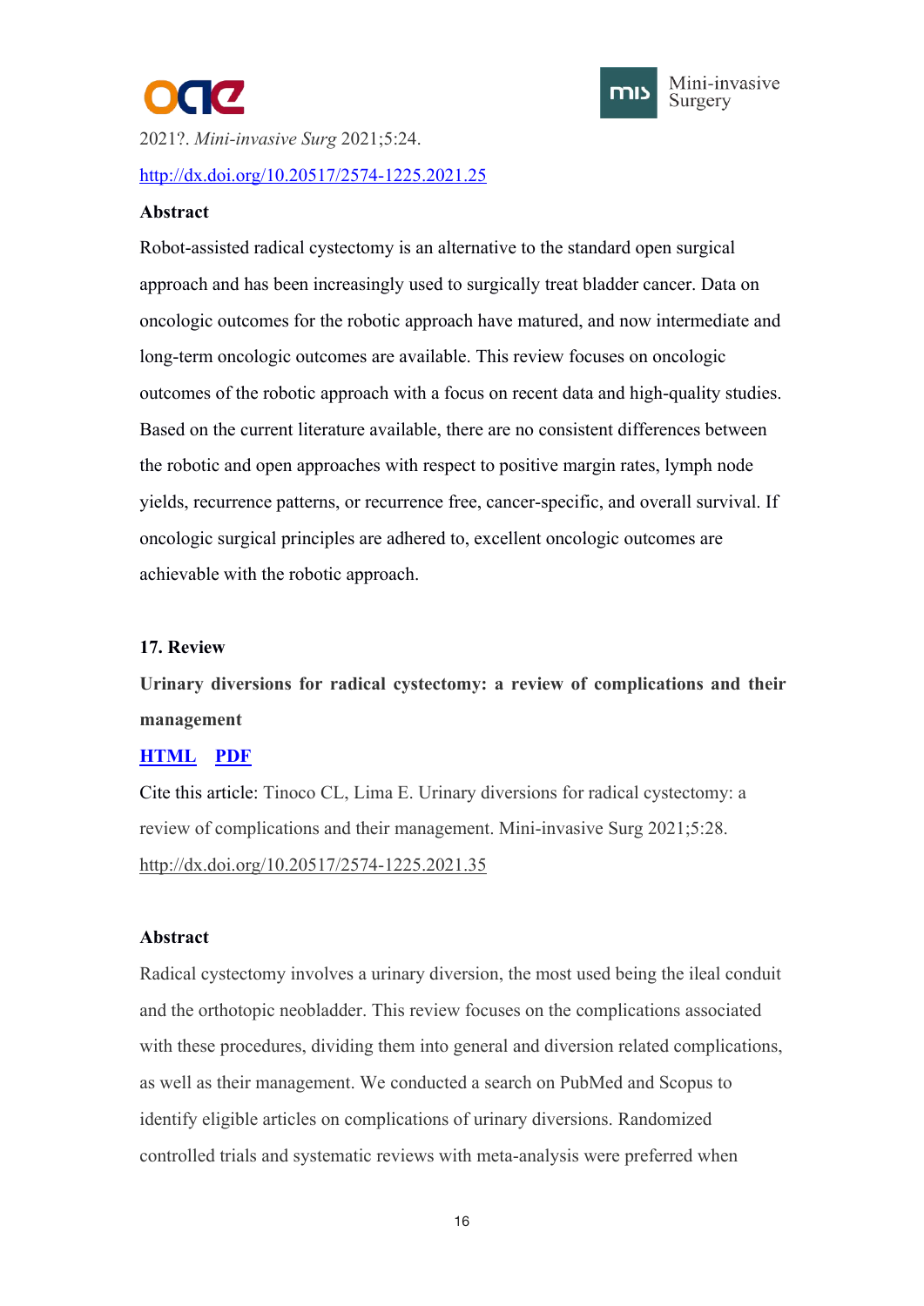2021?. *Mini-invasive Surg* 2021;5:24.

http://dx.doi.org/10.20517/2574-1225.2021.25

**Abstract**

Robot-assisted radical cystectomy is an alternative to the standard open surgical approach and has been increasingly used to surgically treat bladder cancer. Data on oncologic outcomes for the robotic approach have matured, and now intermediate and long-term oncologic outcomes are available. This review focuses on oncologic outcomes of the robotic approach with a focus on recent data and high-quality studies. Based on the current literature available, there are no consistent differences between the robotic and open approaches with respect to positive margin rates, lymph node yields, recurrence patterns, or recurrence free, cancer-specific, and overall survival. If oncologic surgical principles are adhered to, excellent oncologic outcomes are achievable with the robotic approach.

**17. Review**

**Urinary diversions for radical cystectomy: a review of complications and their management**

**HTML** **PDF**

Cite this article: Tinoco CL, Lima E. Urinary diversions for radical cystectomy: a review of complications and their management. Mini-invasive Surg 2021;5:28.

http://dx.doi.org/10.20517/2574-1225.2021.35

**Abstract**

Radical cystectomy involves a urinary diversion, the most used being the ileal conduit and the orthotopic neobladder. This review focuses on the complications associated with these procedures, dividing them into general and diversion related complications, as well as their management. We conducted a search on PubMed and Scopus to identify eligible articles on complications of urinary diversions. Randomized controlled trials and systematic reviews with meta-analysis were preferred when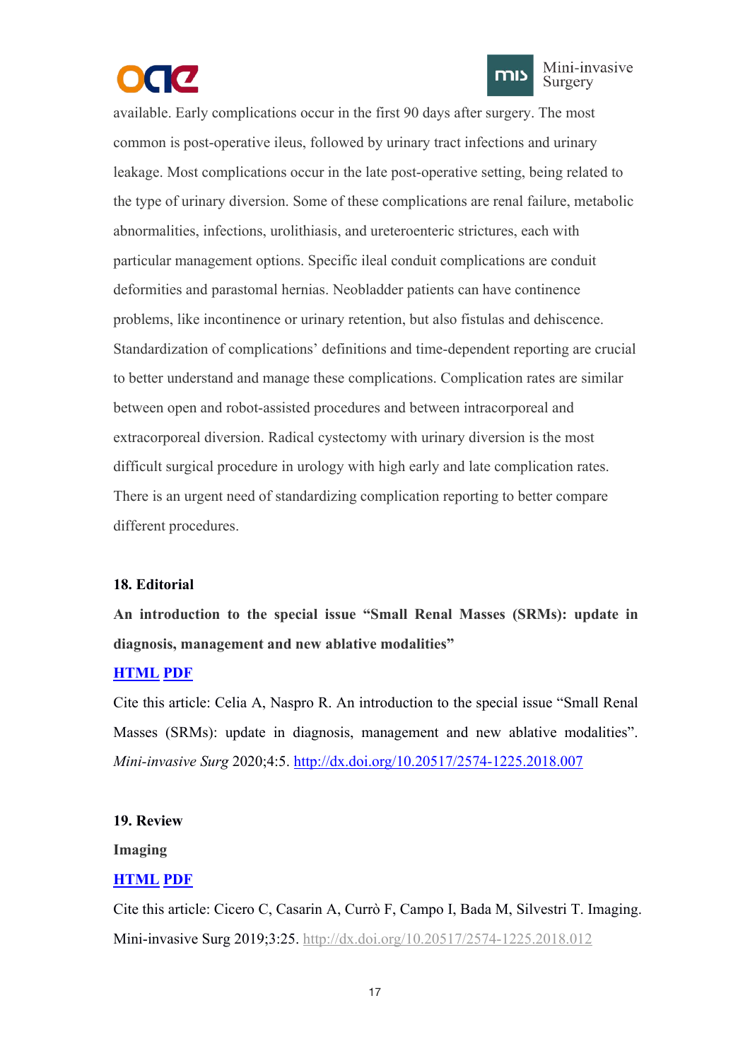available. Early complications occur in the first 90 days after surgery. The most common is post-operative ileus, followed by urinary tract infections and urinary leakage. Most complications occur in the late post-operative setting, being related to the type of urinary diversion. Some of these complications are renal failure, metabolic abnormalities, infections, urolithiasis, and ureteroenteric strictures, each with particular management options. Specific ileal conduit complications are conduit deformities and parastomal hernias. Neobladder patients can have continence problems, like incontinence or urinary retention, but also fistulas and dehiscence. Standardization of complications' definitions and time-dependent reporting are crucial to better understand and manage these complications. Complication rates are similar between open and robot-assisted procedures and between intracorporeal and extracorporeal diversion. Radical cystectomy with urinary diversion is the most difficult surgical procedure in urology with high early and late complication rates. There is an urgent need of standardizing complication reporting to better compare different procedures.

**18. Editorial**

**An introduction to the special issue "Small Renal Masses (SRMs): update in diagnosis, management and new ablative modalities"**

**HTML PDF**

Cite this article: Celia A, Naspro R. An introduction to the special issue "Small Renal Masses (SRMs): update in diagnosis, management and new ablative modalities". *Mini-invasive Surg* 2020;4:5. http://dx.doi.org/10.20517/2574-1225.2018.007

**19. Review**

**Imaging**

**HTML PDF**

Cite this article: Cicero C, Casarin A, Currò F, Campo I, Bada M, Silvestri T. Imaging. Mini-invasive Surg 2019;3:25. http://dx.doi.org/10.20517/2574-1225.2018.012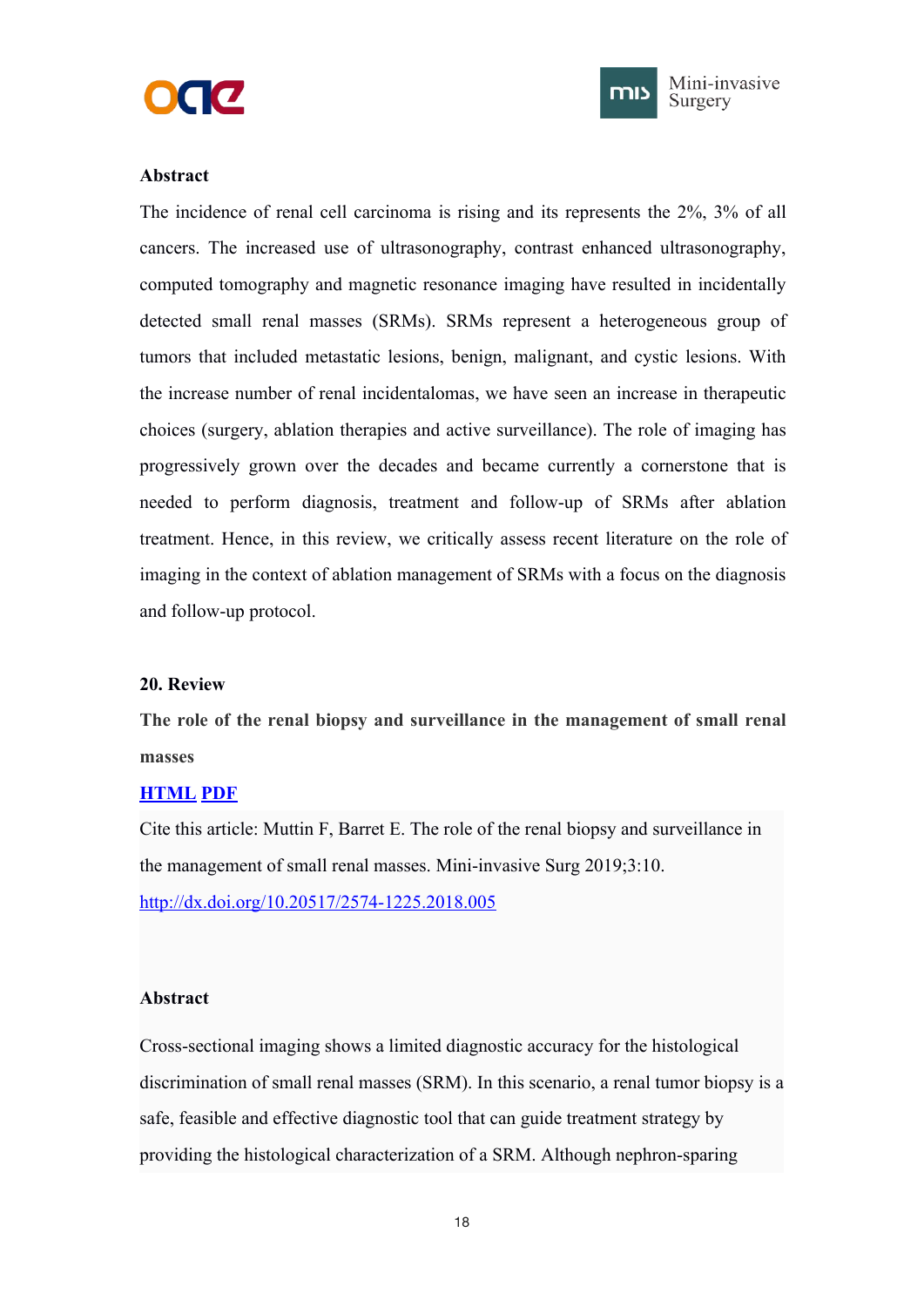**Abstract**

The incidence of renal cell carcinoma is rising and its represents the 2%, 3% of all cancers. The increased use of ultrasonography, contrast enhanced ultrasonography, computed tomography and magnetic resonance imaging have resulted in incidentally detected small renal masses (SRMs). SRMs represent a heterogeneous group of tumors that included metastatic lesions, benign, malignant, and cystic lesions. With the increase number of renal incidentalomas, we have seen an increase in therapeutic choices (surgery, ablation therapies and active surveillance). The role of imaging has progressively grown over the decades and became currently a cornerstone that is needed to perform diagnosis, treatment and follow-up of SRMs after ablation treatment. Hence, in this review, we critically assess recent literature on the role of imaging in the context of ablation management of SRMs with a focus on the diagnosis and follow-up protocol.

**20. Review**

**The role of the renal biopsy and surveillance in the management of small renal masses**

**HTML** **PDF**

Cite this article: Muttin F, Barret E. The role of the renal biopsy and surveillance in the management of small renal masses. Mini-invasive Surg 2019;3:10. http://dx.doi.org/10.20517/2574-1225.2018.005

**Abstract**

Cross-sectional imaging shows a limited diagnostic accuracy for the histological discrimination of small renal masses (SRM). In this scenario, a renal tumor biopsy is a safe, feasible and effective diagnostic tool that can guide treatment strategy by providing the histological characterization of a SRM. Although nephron-sparing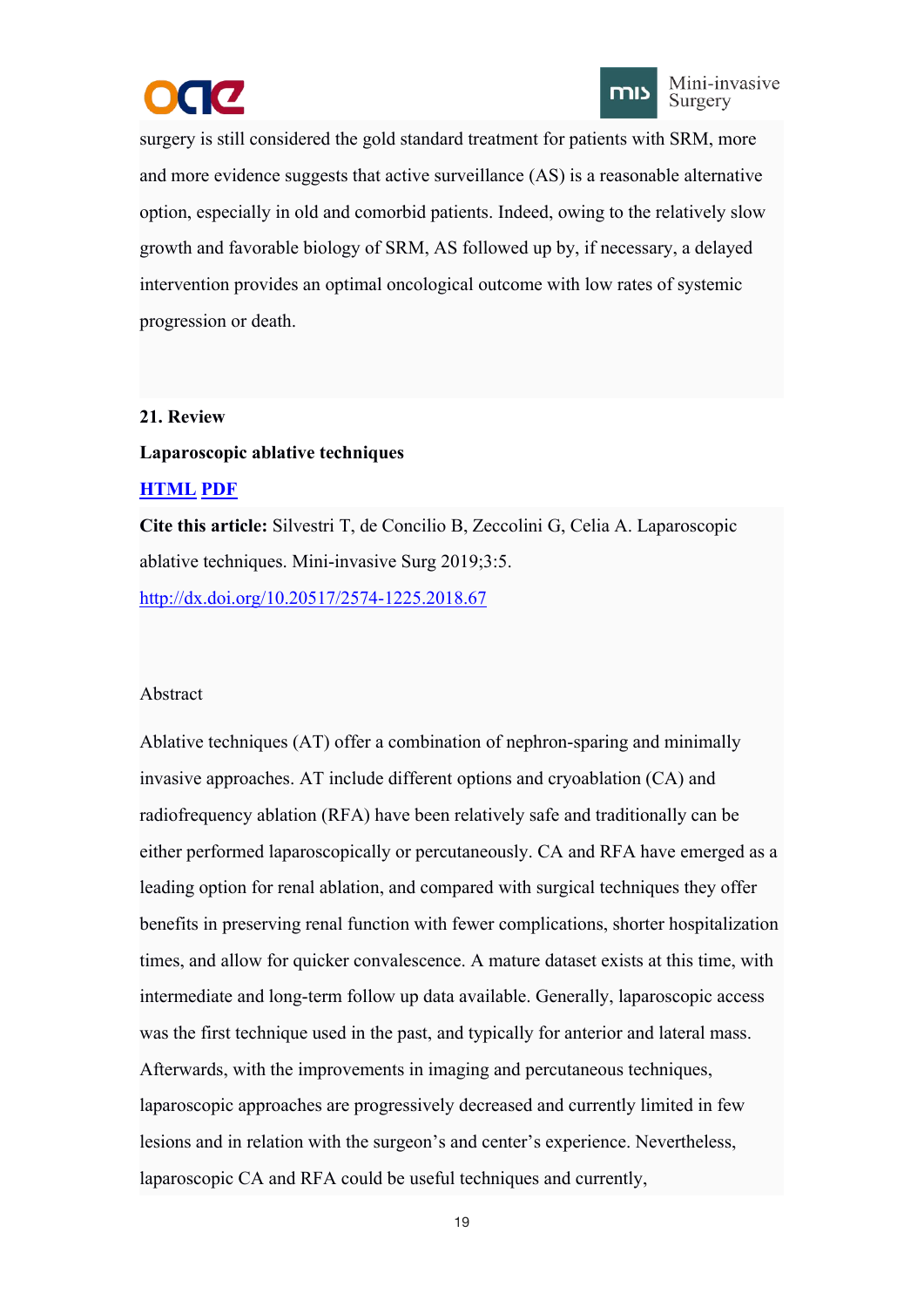surgery is still considered the gold standard treatment for patients with SRM, more and more evidence suggests that active surveillance (AS) is a reasonable alternative option, especially in old and comorbid patients. Indeed, owing to the relatively slow growth and favorable biology of SRM, AS followed up by, if necessary, a delayed intervention provides an optimal oncological outcome with low rates of systemic progression or death.

**21. Review**

**Laparoscopic ablative techniques**

**HTML PDF**

**Cite this article:** Silvestri T, de Concilio B, Zeccolini G, Celia A. Laparoscopic ablative techniques. Mini-invasive Surg 2019;3:5.

http://dx.doi.org/10.20517/2574-1225.2018.67

Abstract

Ablative techniques (AT) offer a combination of nephron-sparing and minimally invasive approaches. AT include different options and cryoablation (CA) and radiofrequency ablation (RFA) have been relatively safe and traditionally can be either performed laparoscopically or percutaneously. CA and RFA have emerged as a leading option for renal ablation, and compared with surgical techniques they offer benefits in preserving renal function with fewer complications, shorter hospitalization times, and allow for quicker convalescence. A mature dataset exists at this time, with intermediate and long-term follow up data available. Generally, laparoscopic access was the first technique used in the past, and typically for anterior and lateral mass. Afterwards, with the improvements in imaging and percutaneous techniques, laparoscopic approaches are progressively decreased and currently limited in few lesions and in relation with the surgeon's and center's experience. Nevertheless, laparoscopic CA and RFA could be useful techniques and currently,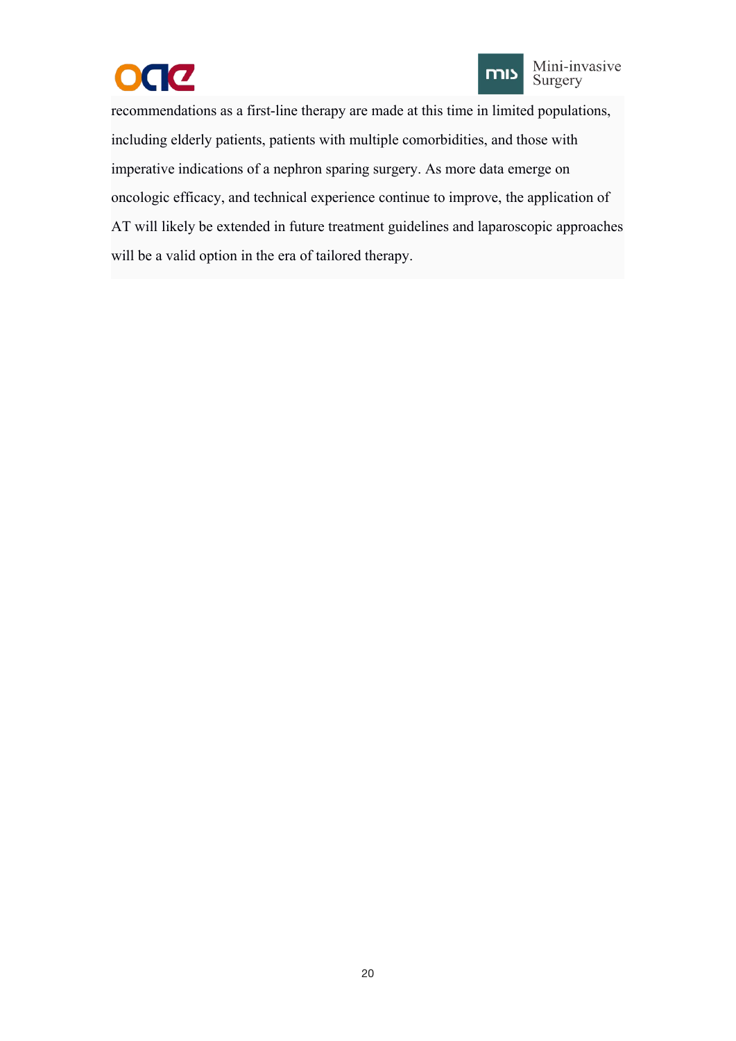recommendations as a first-line therapy are made at this time in limited populations, including elderly patients, patients with multiple comorbidities, and those with imperative indications of a nephron sparing surgery. As more data emerge on oncologic efficacy, and technical experience continue to improve, the application of AT will likely be extended in future treatment guidelines and laparoscopic approaches will be a valid option in the era of tailored therapy.